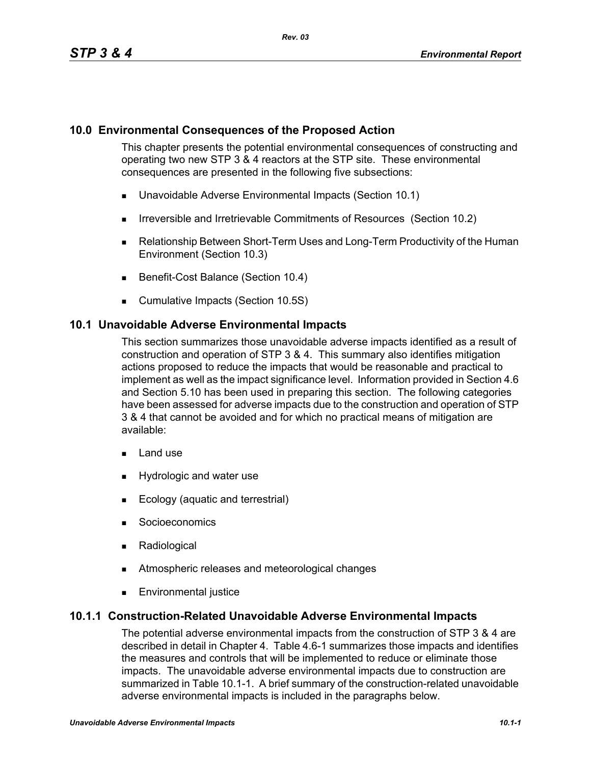# 10.0 Environmental Consequences of the Proposed Action

This chapter presents the potential environmental consequences of constructing and operating two new STP 3 & 4 reactors at the STP site. These environmental consequences are presented in the following five subsections:

- Unavoidable Adverse Environmental Impacts (Section 10.1)
- Irreversible and Irretrievable Commitments of Resources (Section 10.2)
- Relationship Between Short-Term Uses and Long-Term Productivity of the Human Environment (Section 10.3)
- Benefit-Cost Balance (Section 10.4)
- Cumulative Impacts (Section 10.5S)

## 10.1 Unavoidable Adverse Environmental Impacts

This section summarizes those unavoidable adverse impacts identified as a result of construction and operation of STP 3 & 4. This summary also identifies mitigation actions proposed to reduce the impacts that would be reasonable and practical to implement as well as the impact significance level. Information provided in Section 4.6 and Section 5.10 has been used in preparing this section. The following categories have been assessed for adverse impacts due to the construction and operation of STP 3 & 4 that cannot be avoided and for which no practical means of mitigation are available:

- Land use
- Hydrologic and water use
- Ecology (aquatic and terrestrial)
- Socioeconomics
- Radiological
- Atmospheric releases and meteorological changes
- Environmental justice

### 10.1.1 Construction-Related Unavoidable Adverse Environmental Impacts

The potential adverse environmental impacts from the construction of STP 3 & 4 are described in detail in Chapter 4. Table 4.6-1 summarizes those impacts and identifies the measures and controls that will be implemented to reduce or eliminate those impacts. The unavoidable adverse environmental impacts due to construction are summarized in Table 10.1-1. A brief summary of the construction-related unavoidable adverse environmental impacts is included in the paragraphs below.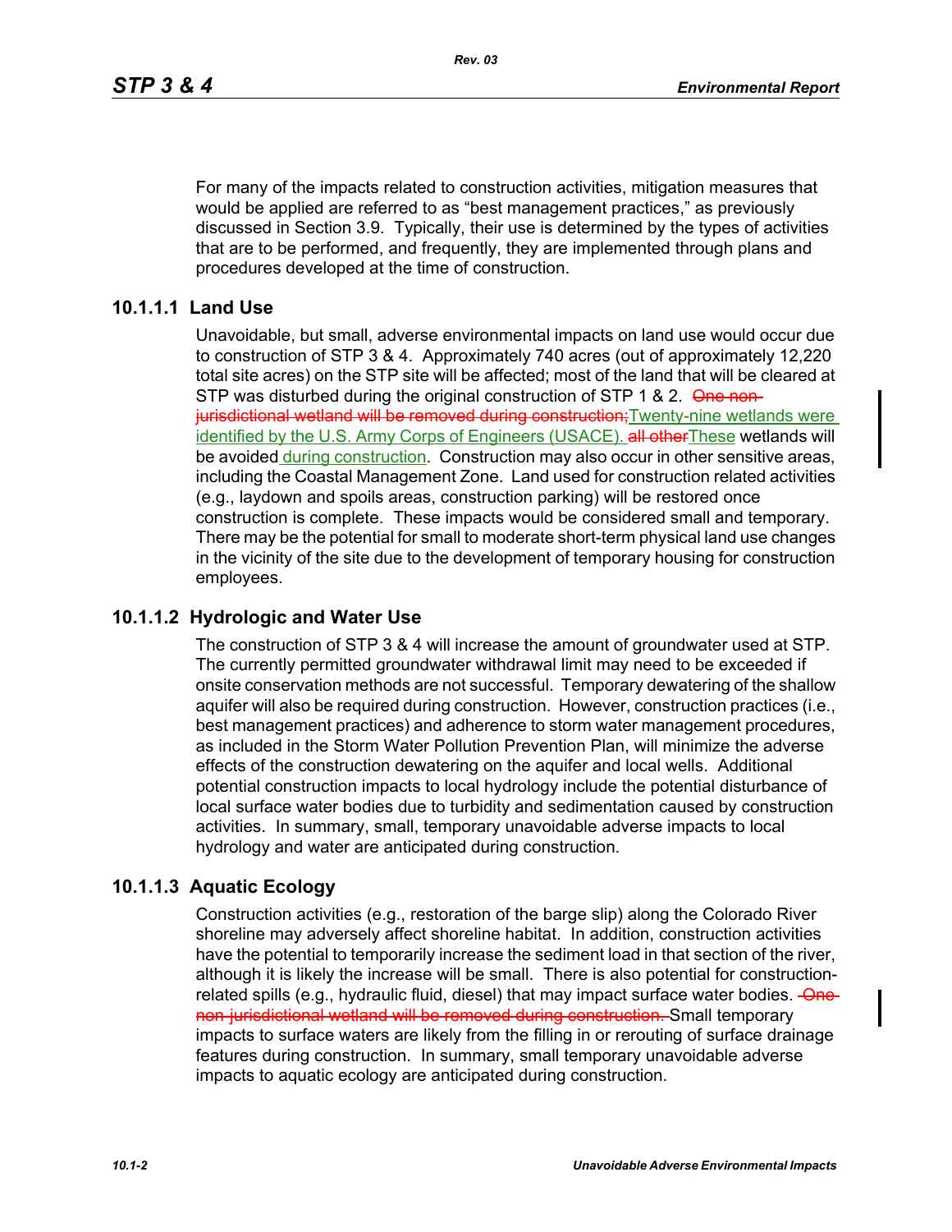For many of the impacts related to construction activities, mitigation measures that would be applied are referred to as "best management practices," as previously discussed in Section 3.9. Typically, their use is determined by the types of activities that are to be performed, and frequently, they are implemented through plans and procedures developed at the time of construction.

### 10.1.1.1 Land Use

Unavoidable, but small, adverse environmental impacts on land use would occur due to construction of STP 3 & 4. Approximately 740 acres (out of approximately 12,220 total site acres) on the STP site will be affected; most of the land that will be cleared at STP was disturbed during the original construction of STP 1 & 2. ~~One non-jurisdictional wetland will be removed during construction;~~Twenty-nine wetlands were identified by the U.S. Army Corps of Engineers (USACE). ~~all other~~These wetlands will be avoided during construction. Construction may also occur in other sensitive areas, including the Coastal Management Zone. Land used for construction related activities (e.g., laydown and spoils areas, construction parking) will be restored once construction is complete. These impacts would be considered small and temporary. There may be the potential for small to moderate short-term physical land use changes in the vicinity of the site due to the development of temporary housing for construction employees.

### 10.1.1.2 Hydrologic and Water Use

The construction of STP 3 & 4 will increase the amount of groundwater used at STP. The currently permitted groundwater withdrawal limit may need to be exceeded if onsite conservation methods are not successful. Temporary dewatering of the shallow aquifer will also be required during construction. However, construction practices (i.e., best management practices) and adherence to storm water management procedures, as included in the Storm Water Pollution Prevention Plan, will minimize the adverse effects of the construction dewatering on the aquifer and local wells. Additional potential construction impacts to local hydrology include the potential disturbance of local surface water bodies due to turbidity and sedimentation caused by construction activities. In summary, small, temporary unavoidable adverse impacts to local hydrology and water are anticipated during construction.

### 10.1.1.3 Aquatic Ecology

Construction activities (e.g., restoration of the barge slip) along the Colorado River shoreline may adversely affect shoreline habitat. In addition, construction activities have the potential to temporarily increase the sediment load in that section of the river, although it is likely the increase will be small. There is also potential for construction-related spills (e.g., hydraulic fluid, diesel) that may impact surface water bodies. ~~One non-jurisdictional wetland will be removed during construction.~~ Small temporary impacts to surface waters are likely from the filling in or rerouting of surface drainage features during construction. In summary, small temporary unavoidable adverse impacts to aquatic ecology are anticipated during construction.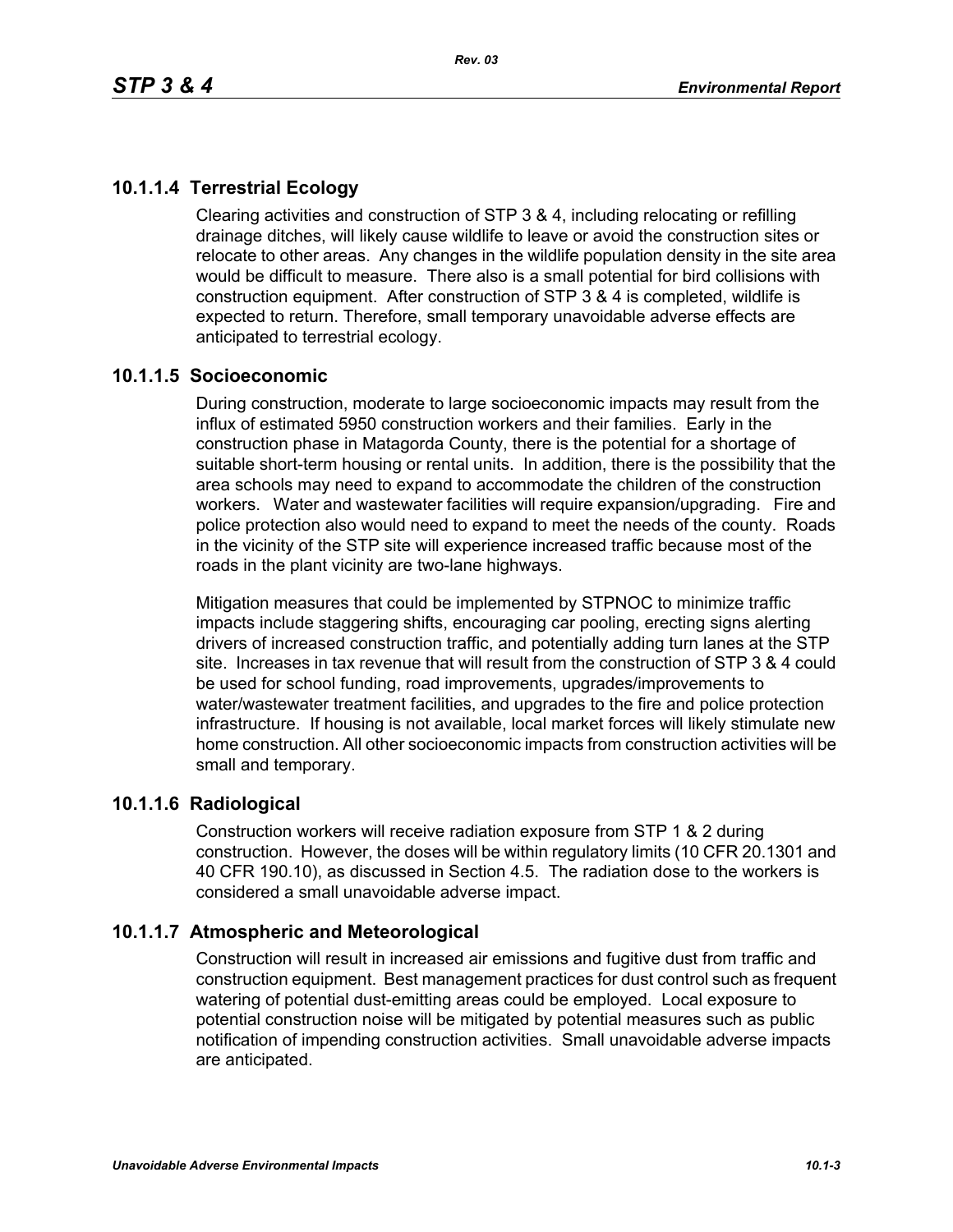### 10.1.1.4 Terrestrial Ecology

Clearing activities and construction of STP 3 & 4, including relocating or refilling drainage ditches, will likely cause wildlife to leave or avoid the construction sites or relocate to other areas. Any changes in the wildlife population density in the site area would be difficult to measure. There also is a small potential for bird collisions with construction equipment. After construction of STP 3 & 4 is completed, wildlife is expected to return. Therefore, small temporary unavoidable adverse effects are anticipated to terrestrial ecology.

### 10.1.1.5 Socioeconomic

During construction, moderate to large socioeconomic impacts may result from the influx of estimated 5950 construction workers and their families. Early in the construction phase in Matagorda County, there is the potential for a shortage of suitable short-term housing or rental units. In addition, there is the possibility that the area schools may need to expand to accommodate the children of the construction workers. Water and wastewater facilities will require expansion/upgrading. Fire and police protection also would need to expand to meet the needs of the county. Roads in the vicinity of the STP site will experience increased traffic because most of the roads in the plant vicinity are two-lane highways.

Mitigation measures that could be implemented by STPNOC to minimize traffic impacts include staggering shifts, encouraging car pooling, erecting signs alerting drivers of increased construction traffic, and potentially adding turn lanes at the STP site. Increases in tax revenue that will result from the construction of STP 3 & 4 could be used for school funding, road improvements, upgrades/improvements to water/wastewater treatment facilities, and upgrades to the fire and police protection infrastructure. If housing is not available, local market forces will likely stimulate new home construction. All other socioeconomic impacts from construction activities will be small and temporary.

### 10.1.1.6 Radiological

Construction workers will receive radiation exposure from STP 1 & 2 during construction. However, the doses will be within regulatory limits (10 CFR 20.1301 and 40 CFR 190.10), as discussed in Section 4.5. The radiation dose to the workers is considered a small unavoidable adverse impact.

### 10.1.1.7 Atmospheric and Meteorological

Construction will result in increased air emissions and fugitive dust from traffic and construction equipment. Best management practices for dust control such as frequent watering of potential dust-emitting areas could be employed. Local exposure to potential construction noise will be mitigated by potential measures such as public notification of impending construction activities. Small unavoidable adverse impacts are anticipated.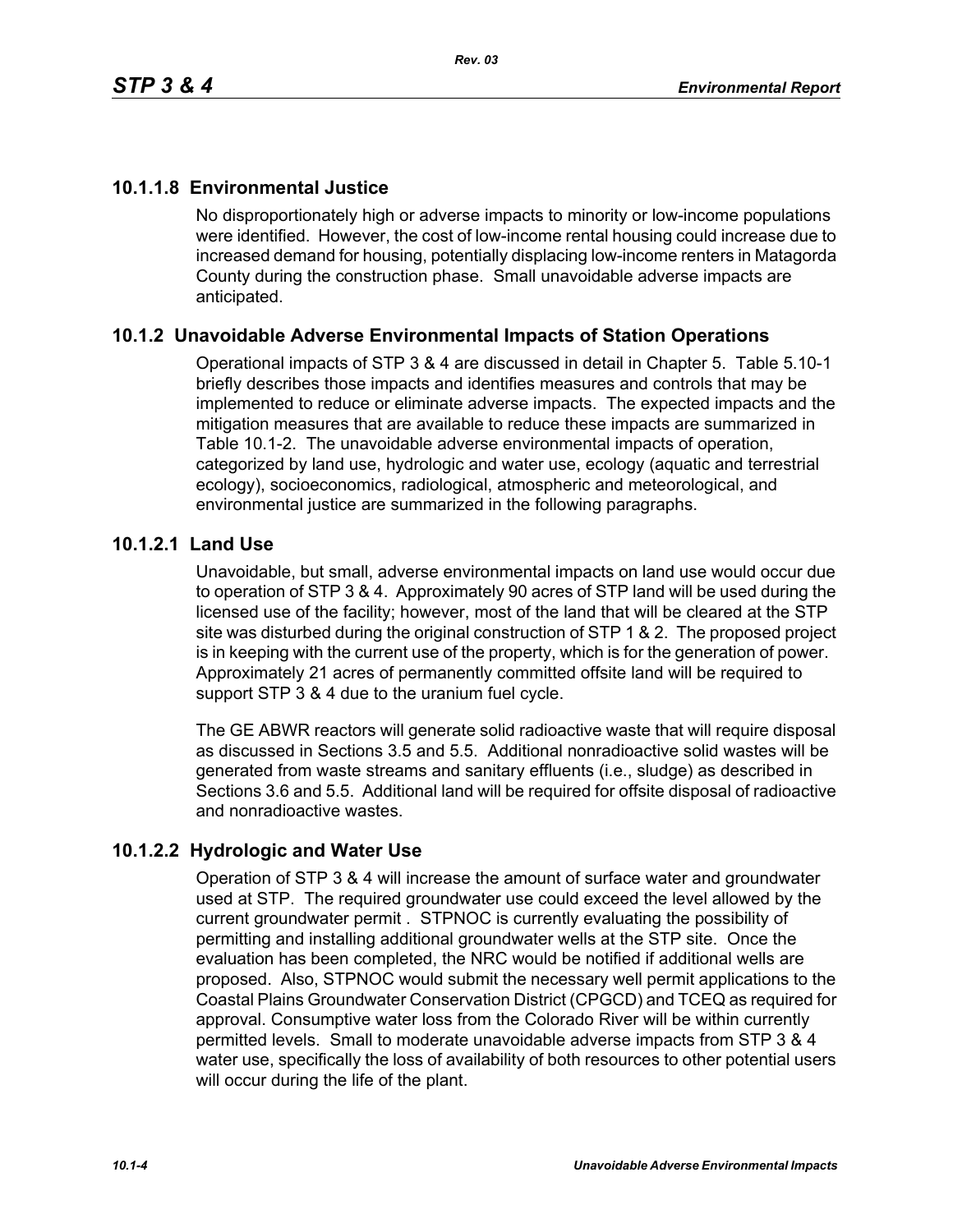### 10.1.1.8 Environmental Justice

No disproportionately high or adverse impacts to minority or low-income populations were identified. However, the cost of low-income rental housing could increase due to increased demand for housing, potentially displacing low-income renters in Matagorda County during the construction phase. Small unavoidable adverse impacts are anticipated.

## 10.1.2 Unavoidable Adverse Environmental Impacts of Station Operations

Operational impacts of STP 3 & 4 are discussed in detail in Chapter 5. Table 5.10-1 briefly describes those impacts and identifies measures and controls that may be implemented to reduce or eliminate adverse impacts. The expected impacts and the mitigation measures that are available to reduce these impacts are summarized in Table 10.1-2. The unavoidable adverse environmental impacts of operation, categorized by land use, hydrologic and water use, ecology (aquatic and terrestrial ecology), socioeconomics, radiological, atmospheric and meteorological, and environmental justice are summarized in the following paragraphs.

### 10.1.2.1 Land Use

Unavoidable, but small, adverse environmental impacts on land use would occur due to operation of STP 3 & 4. Approximately 90 acres of STP land will be used during the licensed use of the facility; however, most of the land that will be cleared at the STP site was disturbed during the original construction of STP 1 & 2. The proposed project is in keeping with the current use of the property, which is for the generation of power. Approximately 21 acres of permanently committed offsite land will be required to support STP 3 & 4 due to the uranium fuel cycle.

The GE ABWR reactors will generate solid radioactive waste that will require disposal as discussed in Sections 3.5 and 5.5. Additional nonradioactive solid wastes will be generated from waste streams and sanitary effluents (i.e., sludge) as described in Sections 3.6 and 5.5. Additional land will be required for offsite disposal of radioactive and nonradioactive wastes.

### 10.1.2.2 Hydrologic and Water Use

Operation of STP 3 & 4 will increase the amount of surface water and groundwater used at STP. The required groundwater use could exceed the level allowed by the current groundwater permit . STPNOC is currently evaluating the possibility of permitting and installing additional groundwater wells at the STP site. Once the evaluation has been completed, the NRC would be notified if additional wells are proposed. Also, STPNOC would submit the necessary well permit applications to the Coastal Plains Groundwater Conservation District (CPGCD) and TCEQ as required for approval. Consumptive water loss from the Colorado River will be within currently permitted levels. Small to moderate unavoidable adverse impacts from STP 3 & 4 water use, specifically the loss of availability of both resources to other potential users will occur during the life of the plant.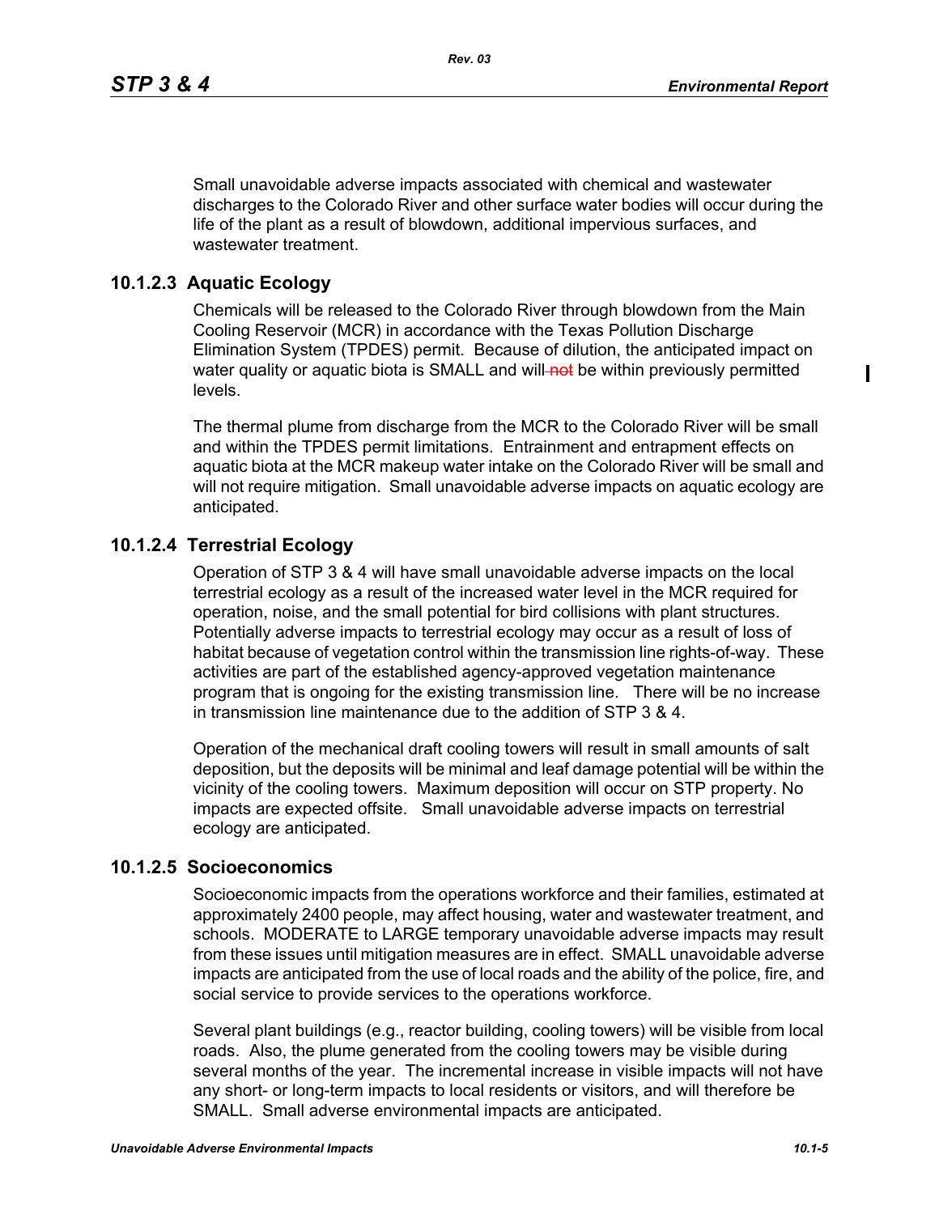Small unavoidable adverse impacts associated with chemical and wastewater discharges to the Colorado River and other surface water bodies will occur during the life of the plant as a result of blowdown, additional impervious surfaces, and wastewater treatment.

### 10.1.2.3 Aquatic Ecology

Chemicals will be released to the Colorado River through blowdown from the Main Cooling Reservoir (MCR) in accordance with the Texas Pollution Discharge Elimination System (TPDES) permit. Because of dilution, the anticipated impact on water quality or aquatic biota is SMALL and will ~~not~~ be within previously permitted levels.

The thermal plume from discharge from the MCR to the Colorado River will be small and within the TPDES permit limitations. Entrainment and entrapment effects on aquatic biota at the MCR makeup water intake on the Colorado River will be small and will not require mitigation. Small unavoidable adverse impacts on aquatic ecology are anticipated.

### 10.1.2.4 Terrestrial Ecology

Operation of STP 3 & 4 will have small unavoidable adverse impacts on the local terrestrial ecology as a result of the increased water level in the MCR required for operation, noise, and the small potential for bird collisions with plant structures. Potentially adverse impacts to terrestrial ecology may occur as a result of loss of habitat because of vegetation control within the transmission line rights-of-way. These activities are part of the established agency-approved vegetation maintenance program that is ongoing for the existing transmission line. There will be no increase in transmission line maintenance due to the addition of STP 3 & 4.

Operation of the mechanical draft cooling towers will result in small amounts of salt deposition, but the deposits will be minimal and leaf damage potential will be within the vicinity of the cooling towers. Maximum deposition will occur on STP property. No impacts are expected offsite. Small unavoidable adverse impacts on terrestrial ecology are anticipated.

### 10.1.2.5 Socioeconomics

Socioeconomic impacts from the operations workforce and their families, estimated at approximately 2400 people, may affect housing, water and wastewater treatment, and schools. MODERATE to LARGE temporary unavoidable adverse impacts may result from these issues until mitigation measures are in effect. SMALL unavoidable adverse impacts are anticipated from the use of local roads and the ability of the police, fire, and social service to provide services to the operations workforce.

Several plant buildings (e.g., reactor building, cooling towers) will be visible from local roads. Also, the plume generated from the cooling towers may be visible during several months of the year. The incremental increase in visible impacts will not have any short- or long-term impacts to local residents or visitors, and will therefore be SMALL. Small adverse environmental impacts are anticipated.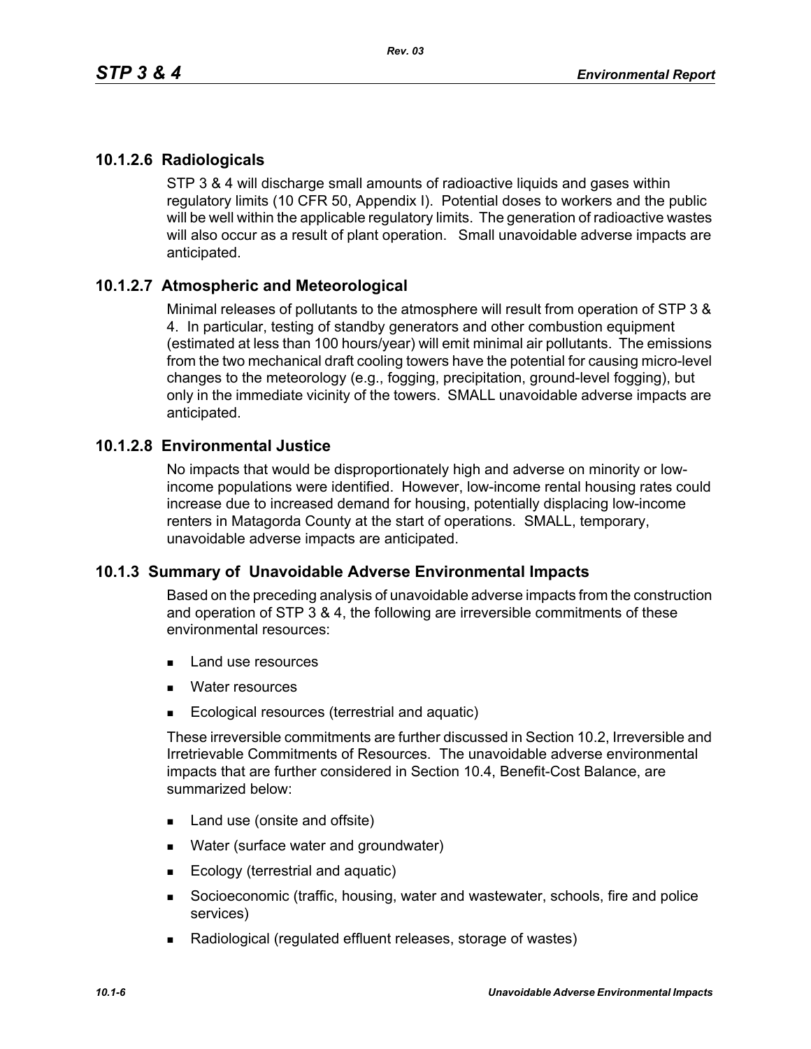### 10.1.2.6 Radiologicals

STP 3 & 4 will discharge small amounts of radioactive liquids and gases within regulatory limits (10 CFR 50, Appendix I). Potential doses to workers and the public will be well within the applicable regulatory limits. The generation of radioactive wastes will also occur as a result of plant operation. Small unavoidable adverse impacts are anticipated.

### 10.1.2.7 Atmospheric and Meteorological

Minimal releases of pollutants to the atmosphere will result from operation of STP 3 & 4. In particular, testing of standby generators and other combustion equipment (estimated at less than 100 hours/year) will emit minimal air pollutants. The emissions from the two mechanical draft cooling towers have the potential for causing micro-level changes to the meteorology (e.g., fogging, precipitation, ground-level fogging), but only in the immediate vicinity of the towers. SMALL unavoidable adverse impacts are anticipated.

### 10.1.2.8 Environmental Justice

No impacts that would be disproportionately high and adverse on minority or low-income populations were identified. However, low-income rental housing rates could increase due to increased demand for housing, potentially displacing low-income renters in Matagorda County at the start of operations. SMALL, temporary, unavoidable adverse impacts are anticipated.

## 10.1.3 Summary of Unavoidable Adverse Environmental Impacts

Based on the preceding analysis of unavoidable adverse impacts from the construction and operation of STP 3 & 4, the following are irreversible commitments of these environmental resources:

- Land use resources
- Water resources
- Ecological resources (terrestrial and aquatic)

These irreversible commitments are further discussed in Section 10.2, Irreversible and Irretrievable Commitments of Resources. The unavoidable adverse environmental impacts that are further considered in Section 10.4, Benefit-Cost Balance, are summarized below:

- Land use (onsite and offsite)
- Water (surface water and groundwater)
- Ecology (terrestrial and aquatic)
- Socioeconomic (traffic, housing, water and wastewater, schools, fire and police services)
- Radiological (regulated effluent releases, storage of wastes)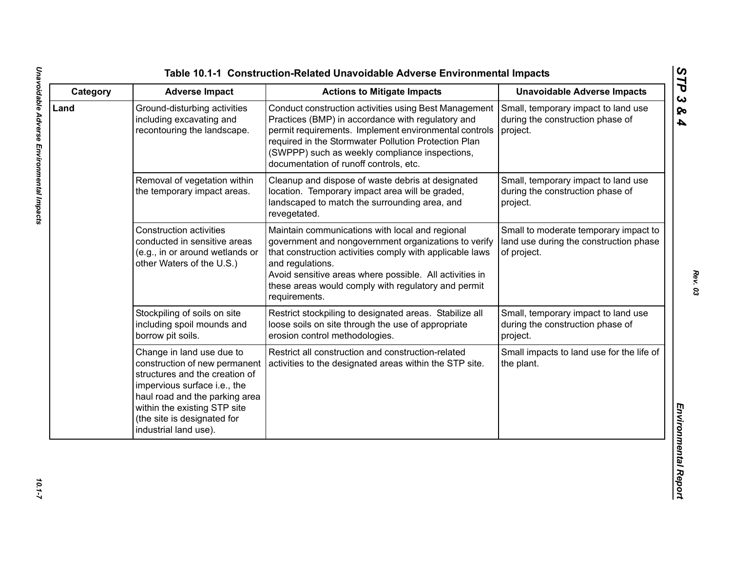### Table 10.1-1 Construction-Related Unavoidable Adverse Environmental Impacts

| Category | Adverse Impact | Actions to Mitigate Impacts | Unavoidable Adverse Impacts |
|---|---|---|---|
| **Land** | Ground-disturbing activities including excavating and recontouring the landscape. | Conduct construction activities using Best Management Practices (BMP) in accordance with regulatory and permit requirements. Implement environmental controls required in the Stormwater Pollution Protection Plan (SWPPP) such as weekly compliance inspections, documentation of runoff controls, etc. | Small, temporary impact to land use during the construction phase of project. |
| | Removal of vegetation within the temporary impact areas. | Cleanup and dispose of waste debris at designated location. Temporary impact area will be graded, landscaped to match the surrounding area, and revegetated. | Small, temporary impact to land use during the construction phase of project. |
| | Construction activities conducted in sensitive areas (e.g., in or around wetlands or other Waters of the U.S.) | Maintain communications with local and regional government and nongovernment organizations to verify that construction activities comply with applicable laws and regulations.<br>Avoid sensitive areas where possible. All activities in these areas would comply with regulatory and permit requirements. | Small to moderate temporary impact to land use during the construction phase of project. |
| | Stockpiling of soils on site including spoil mounds and borrow pit soils. | Restrict stockpiling to designated areas. Stabilize all loose soils on site through the use of appropriate erosion control methodologies. | Small, temporary impact to land use during the construction phase of project. |
| | Change in land use due to construction of new permanent structures and the creation of impervious surface i.e., the haul road and the parking area within the existing STP site (the site is designated for industrial land use). | Restrict all construction and construction-related activities to the designated areas within the STP site. | Small impacts to land use for the life of the plant. |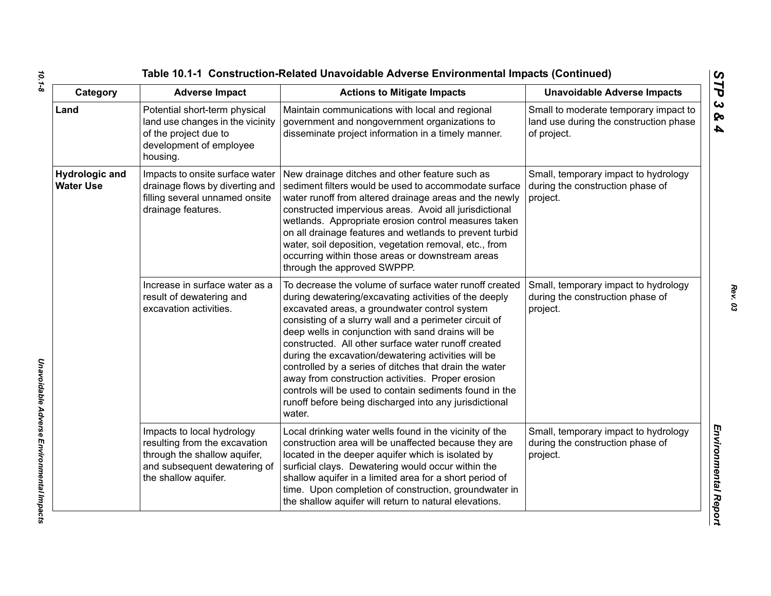**Table 10.1-1 Construction-Related Unavoidable Adverse Environmental Impacts (Continued)**

| Category | Adverse Impact | Actions to Mitigate Impacts | Unavoidable Adverse Impacts |
|---|---|---|---|
| **Land** | Potential short-term physical land use changes in the vicinity of the project due to development of employee housing. | Maintain communications with local and regional government and nongovernment organizations to disseminate project information in a timely manner. | Small to moderate temporary impact to land use during the construction phase of project. |
| **Hydrologic and Water Use** | Impacts to onsite surface water drainage flows by diverting and filling several unnamed onsite drainage features. | New drainage ditches and other feature such as sediment filters would be used to accommodate surface water runoff from altered drainage areas and the newly constructed impervious areas. Avoid all jurisdictional wetlands. Appropriate erosion control measures taken on all drainage features and wetlands to prevent turbid water, soil deposition, vegetation removal, etc., from occurring within those areas or downstream areas through the approved SWPPP. | Small, temporary impact to hydrology during the construction phase of project. |
| | Increase in surface water as a result of dewatering and excavation activities. | To decrease the volume of surface water runoff created during dewatering/excavating activities of the deeply excavated areas, a groundwater control system consisting of a slurry wall and a perimeter circuit of deep wells in conjunction with sand drains will be constructed. All other surface water runoff created during the excavation/dewatering activities will be controlled by a series of ditches that drain the water away from construction activities. Proper erosion controls will be used to contain sediments found in the runoff before being discharged into any jurisdictional water. | Small, temporary impact to hydrology during the construction phase of project. |
| | Impacts to local hydrology resulting from the excavation through the shallow aquifer, and subsequent dewatering of the shallow aquifer. | Local drinking water wells found in the vicinity of the construction area will be unaffected because they are located in the deeper aquifer which is isolated by surficial clays. Dewatering would occur within the shallow aquifer in a limited area for a short period of time. Upon completion of construction, groundwater in the shallow aquifer will return to natural elevations. | Small, temporary impact to hydrology during the construction phase of project. |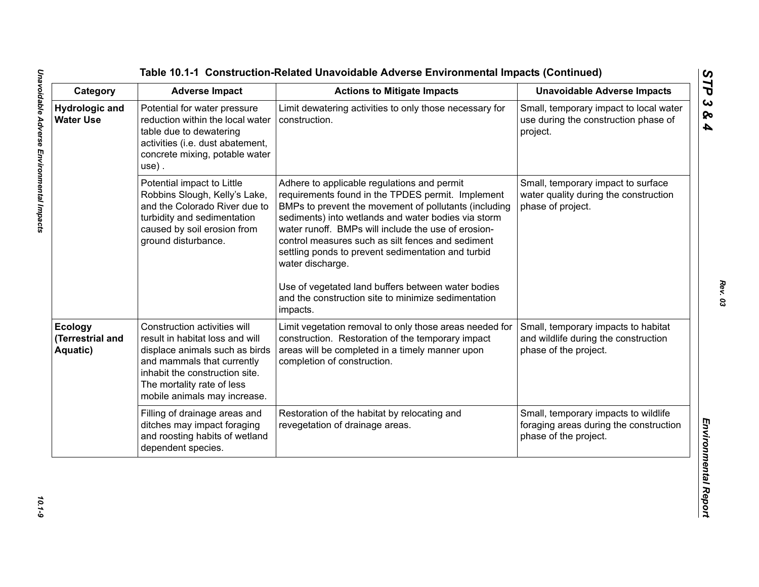## Table 10.1-1 Construction-Related Unavoidable Adverse Environmental Impacts (Continued)

| Category | Adverse Impact | Actions to Mitigate Impacts | Unavoidable Adverse Impacts |
|---|---|---|---|
| **Hydrologic and Water Use** | Potential for water pressure reduction within the local water table due to dewatering activities (i.e. dust abatement, concrete mixing, potable water use) . | Limit dewatering activities to only those necessary for construction. | Small, temporary impact to local water use during the construction phase of project. |
| | Potential impact to Little Robbins Slough, Kelly's Lake, and the Colorado River due to turbidity and sedimentation caused by soil erosion from ground disturbance. | Adhere to applicable regulations and permit requirements found in the TPDES permit. Implement BMPs to prevent the movement of pollutants (including sediments) into wetlands and water bodies via storm water runoff. BMPs will include the use of erosion-control measures such as silt fences and sediment settling ponds to prevent sedimentation and turbid water discharge.<br><br>Use of vegetated land buffers between water bodies and the construction site to minimize sedimentation impacts. | Small, temporary impact to surface water quality during the construction phase of project. |
| **Ecology (Terrestrial and Aquatic)** | Construction activities will result in habitat loss and will displace animals such as birds and mammals that currently inhabit the construction site. The mortality rate of less mobile animals may increase. | Limit vegetation removal to only those areas needed for construction. Restoration of the temporary impact areas will be completed in a timely manner upon completion of construction. | Small, temporary impacts to habitat and wildlife during the construction phase of the project. |
| | Filling of drainage areas and ditches may impact foraging and roosting habits of wetland dependent species. | Restoration of the habitat by relocating and revegetation of drainage areas. | Small, temporary impacts to wildlife foraging areas during the construction phase of the project. |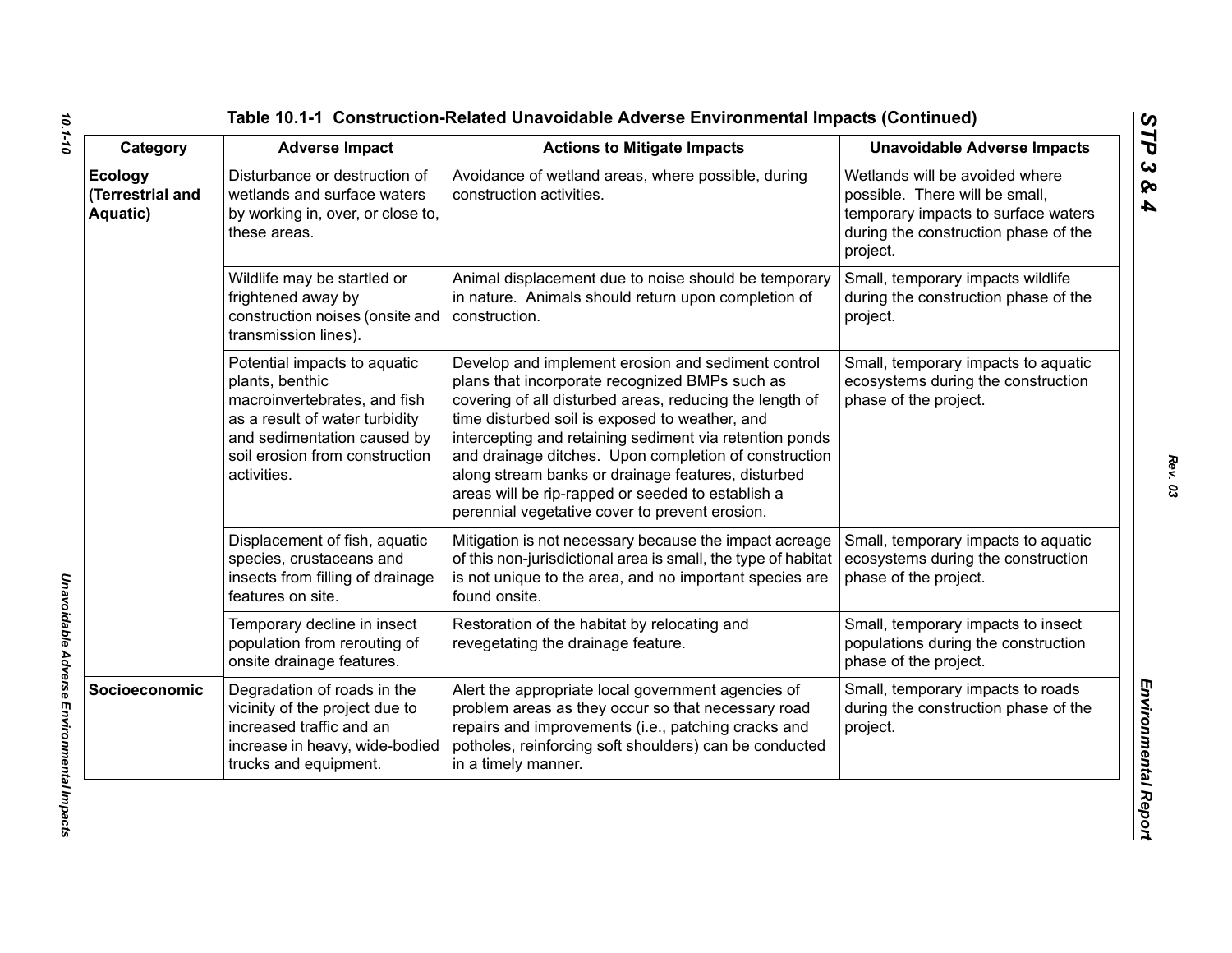## Table 10.1-1 Construction-Related Unavoidable Adverse Environmental Impacts (Continued)

| Category | Adverse Impact | Actions to Mitigate Impacts | Unavoidable Adverse Impacts |
|---|---|---|---|
| **Ecology (Terrestrial and Aquatic)** | Disturbance or destruction of wetlands and surface waters by working in, over, or close to, these areas. | Avoidance of wetland areas, where possible, during construction activities. | Wetlands will be avoided where possible. There will be small, temporary impacts to surface waters during the construction phase of the project. |
| | Wildlife may be startled or frightened away by construction noises (onsite and transmission lines). | Animal displacement due to noise should be temporary in nature. Animals should return upon completion of construction. | Small, temporary impacts wildlife during the construction phase of the project. |
| | Potential impacts to aquatic plants, benthic macroinvertebrates, and fish as a result of water turbidity and sedimentation caused by soil erosion from construction activities. | Develop and implement erosion and sediment control plans that incorporate recognized BMPs such as covering of all disturbed areas, reducing the length of time disturbed soil is exposed to weather, and intercepting and retaining sediment via retention ponds and drainage ditches. Upon completion of construction along stream banks or drainage features, disturbed areas will be rip-rapped or seeded to establish a perennial vegetative cover to prevent erosion. | Small, temporary impacts to aquatic ecosystems during the construction phase of the project. |
| | Displacement of fish, aquatic species, crustaceans and insects from filling of drainage features on site. | Mitigation is not necessary because the impact acreage of this non-jurisdictional area is small, the type of habitat is not unique to the area, and no important species are found onsite. | Small, temporary impacts to aquatic ecosystems during the construction phase of the project. |
| | Temporary decline in insect population from rerouting of onsite drainage features. | Restoration of the habitat by relocating and revegetating the drainage feature. | Small, temporary impacts to insect populations during the construction phase of the project. |
| **Socioeconomic** | Degradation of roads in the vicinity of the project due to increased traffic and an increase in heavy, wide-bodied trucks and equipment. | Alert the appropriate local government agencies of problem areas as they occur so that necessary road repairs and improvements (i.e., patching cracks and potholes, reinforcing soft shoulders) can be conducted in a timely manner. | Small, temporary impacts to roads during the construction phase of the project. |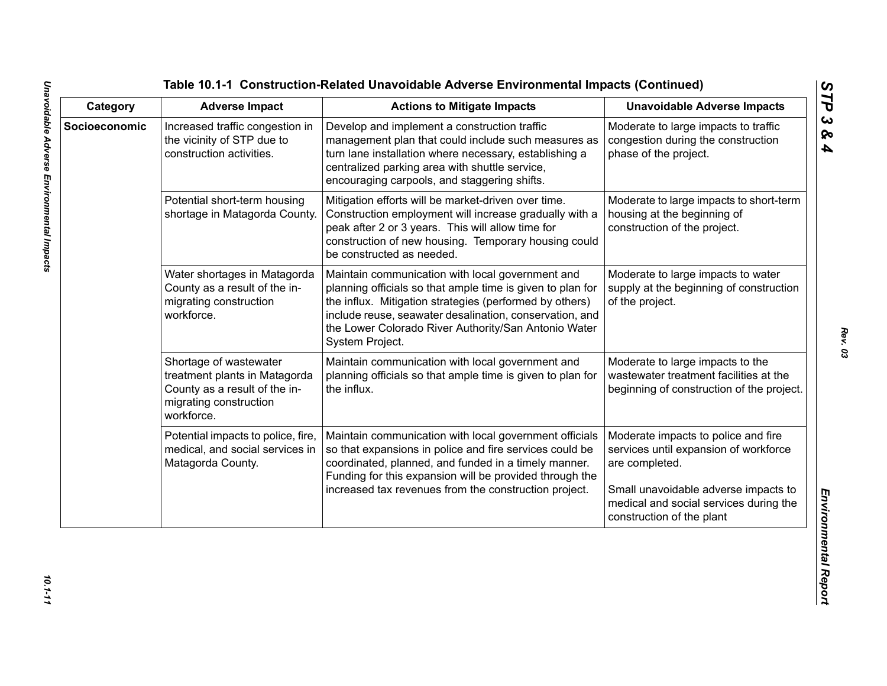**Table 10.1-1 Construction-Related Unavoidable Adverse Environmental Impacts (Continued)**

| Category | Adverse Impact | Actions to Mitigate Impacts | Unavoidable Adverse Impacts |
|---|---|---|---|
| **Socioeconomic** | Increased traffic congestion in the vicinity of STP due to construction activities. | Develop and implement a construction traffic management plan that could include such measures as turn lane installation where necessary, establishing a centralized parking area with shuttle service, encouraging carpools, and staggering shifts. | Moderate to large impacts to traffic congestion during the construction phase of the project. |
| | Potential short-term housing shortage in Matagorda County. | Mitigation efforts will be market-driven over time. Construction employment will increase gradually with a peak after 2 or 3 years. This will allow time for construction of new housing. Temporary housing could be constructed as needed. | Moderate to large impacts to short-term housing at the beginning of construction of the project. |
| | Water shortages in Matagorda County as a result of the in-migrating construction workforce. | Maintain communication with local government and planning officials so that ample time is given to plan for the influx. Mitigation strategies (performed by others) include reuse, seawater desalination, conservation, and the Lower Colorado River Authority/San Antonio Water System Project. | Moderate to large impacts to water supply at the beginning of construction of the project. |
| | Shortage of wastewater treatment plants in Matagorda County as a result of the in-migrating construction workforce. | Maintain communication with local government and planning officials so that ample time is given to plan for the influx. | Moderate to large impacts to the wastewater treatment facilities at the beginning of construction of the project. |
| | Potential impacts to police, fire, medical, and social services in Matagorda County. | Maintain communication with local government officials so that expansions in police and fire services could be coordinated, planned, and funded in a timely manner. Funding for this expansion will be provided through the increased tax revenues from the construction project. | Moderate impacts to police and fire services until expansion of workforce are completed.<br><br>Small unavoidable adverse impacts to medical and social services during the construction of the plant |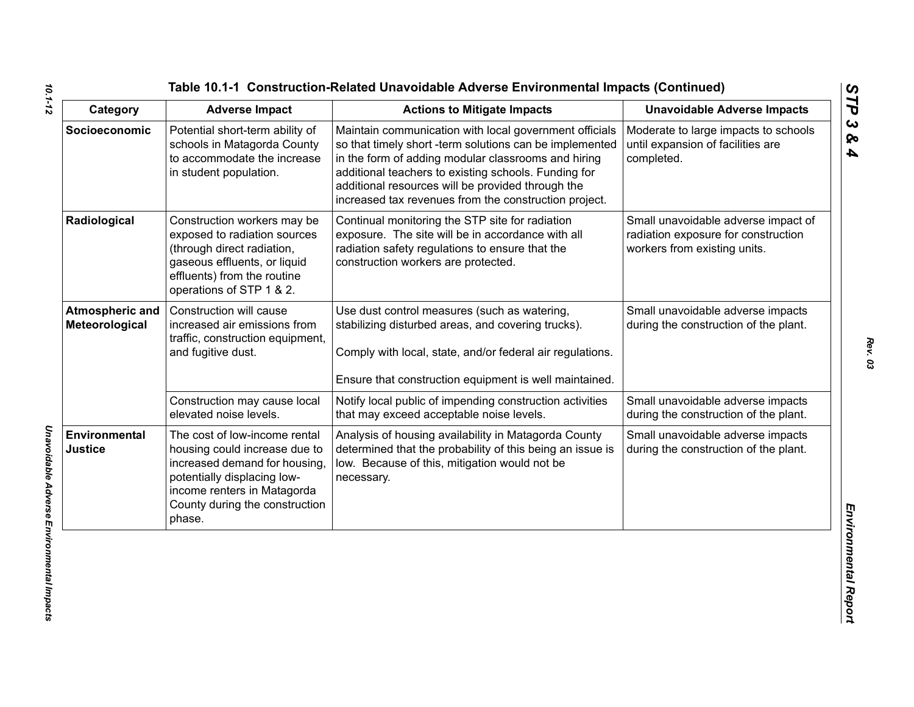**Table 10.1-1 Construction-Related Unavoidable Adverse Environmental Impacts (Continued)**

| Category | Adverse Impact | Actions to Mitigate Impacts | Unavoidable Adverse Impacts |
|---|---|---|---|
| **Socioeconomic** | Potential short-term ability of schools in Matagorda County to accommodate the increase in student population. | Maintain communication with local government officials so that timely short -term solutions can be implemented in the form of adding modular classrooms and hiring additional teachers to existing schools. Funding for additional resources will be provided through the increased tax revenues from the construction project. | Moderate to large impacts to schools until expansion of facilities are completed. |
| **Radiological** | Construction workers may be exposed to radiation sources (through direct radiation, gaseous effluents, or liquid effluents) from the routine operations of STP 1 & 2. | Continual monitoring the STP site for radiation exposure. The site will be in accordance with all radiation safety regulations to ensure that the construction workers are protected. | Small unavoidable adverse impact of radiation exposure for construction workers from existing units. |
| **Atmospheric and Meteorological** | Construction will cause increased air emissions from traffic, construction equipment, and fugitive dust. | Use dust control measures (such as watering, stabilizing disturbed areas, and covering trucks).<br><br>Comply with local, state, and/or federal air regulations.<br><br>Ensure that construction equipment is well maintained. | Small unavoidable adverse impacts during the construction of the plant. |
| | Construction may cause local elevated noise levels. | Notify local public of impending construction activities that may exceed acceptable noise levels. | Small unavoidable adverse impacts during the construction of the plant. |
| **Environmental Justice** | The cost of low-income rental housing could increase due to increased demand for housing, potentially displacing low-income renters in Matagorda County during the construction phase. | Analysis of housing availability in Matagorda County determined that the probability of this being an issue is low. Because of this, mitigation would not be necessary. | Small unavoidable adverse impacts during the construction of the plant. |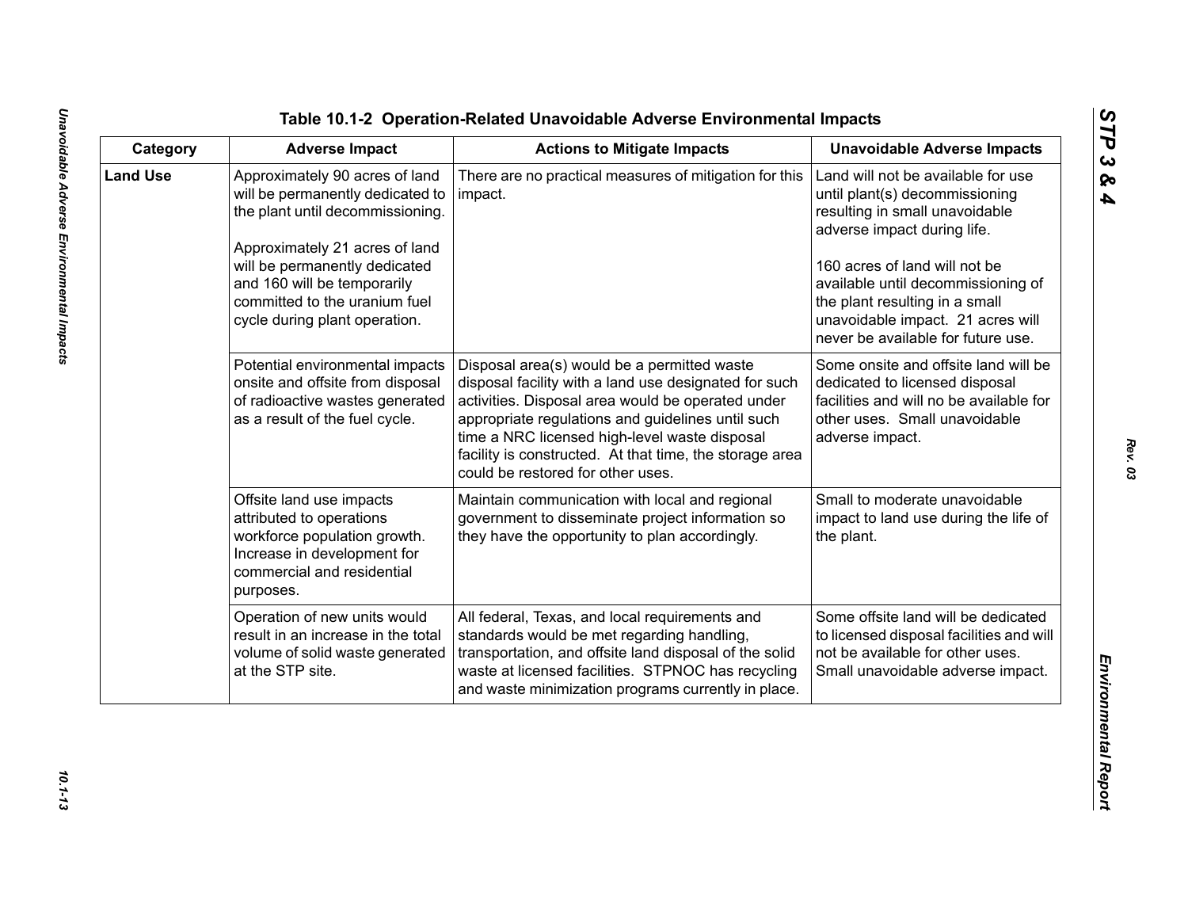## Table 10.1-2 Operation-Related Unavoidable Adverse Environmental Impacts

| Category | Adverse Impact | Actions to Mitigate Impacts | Unavoidable Adverse Impacts |
|---|---|---|---|
| **Land Use** | Approximately 90 acres of land will be permanently dedicated to the plant until decommissioning.<br><br>Approximately 21 acres of land will be permanently dedicated and 160 will be temporarily committed to the uranium fuel cycle during plant operation. | There are no practical measures of mitigation for this impact. | Land will not be available for use until plant(s) decommissioning resulting in small unavoidable adverse impact during life.<br><br>160 acres of land will not be available until decommissioning of the plant resulting in a small unavoidable impact. 21 acres will never be available for future use. |
| | Potential environmental impacts onsite and offsite from disposal of radioactive wastes generated as a result of the fuel cycle. | Disposal area(s) would be a permitted waste disposal facility with a land use designated for such activities. Disposal area would be operated under appropriate regulations and guidelines until such time a NRC licensed high-level waste disposal facility is constructed. At that time, the storage area could be restored for other uses. | Some onsite and offsite land will be dedicated to licensed disposal facilities and will no be available for other uses. Small unavoidable adverse impact. |
| | Offsite land use impacts attributed to operations workforce population growth. Increase in development for commercial and residential purposes. | Maintain communication with local and regional government to disseminate project information so they have the opportunity to plan accordingly. | Small to moderate unavoidable impact to land use during the life of the plant. |
| | Operation of new units would result in an increase in the total volume of solid waste generated at the STP site. | All federal, Texas, and local requirements and standards would be met regarding handling, transportation, and offsite land disposal of the solid waste at licensed facilities. STPNOC has recycling and waste minimization programs currently in place. | Some offsite land will be dedicated to licensed disposal facilities and will not be available for other uses. Small unavoidable adverse impact. |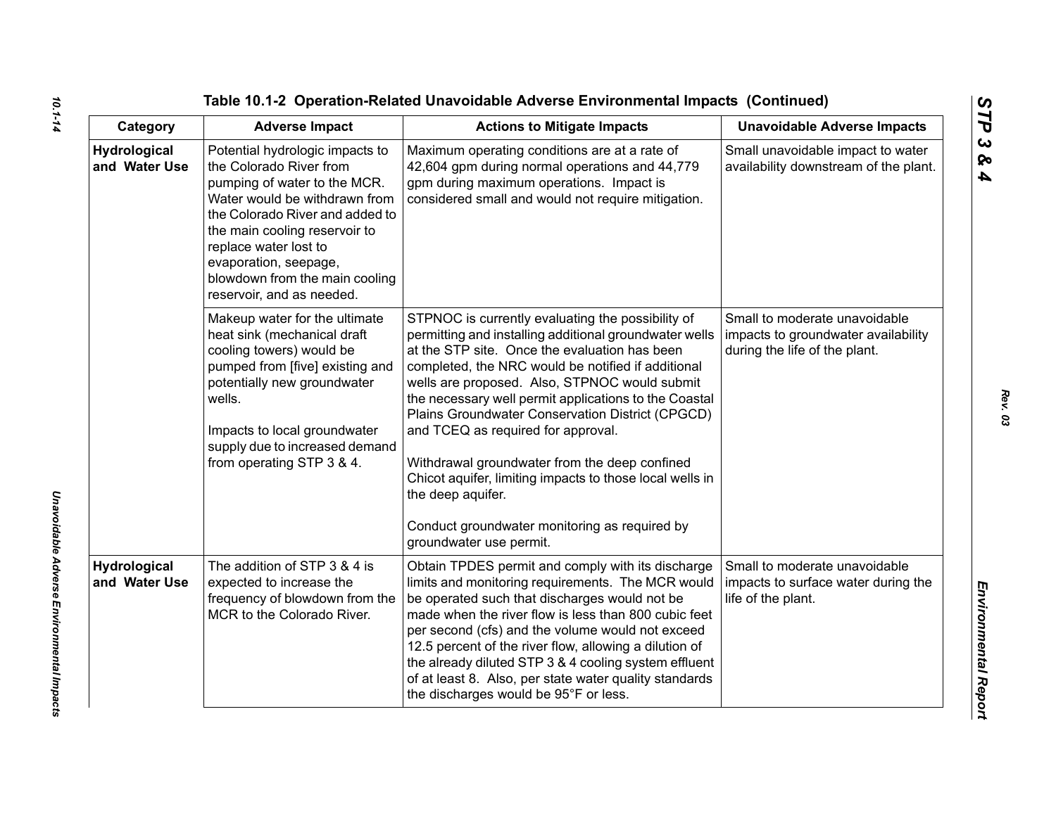**Table 10.1-2 Operation-Related Unavoidable Adverse Environmental Impacts (Continued)**

| Category | Adverse Impact | Actions to Mitigate Impacts | Unavoidable Adverse Impacts |
|---|---|---|---|
| **Hydrological and Water Use** | Potential hydrologic impacts to the Colorado River from pumping of water to the MCR. Water would be withdrawn from the Colorado River and added to the main cooling reservoir to replace water lost to evaporation, seepage, blowdown from the main cooling reservoir, and as needed. | Maximum operating conditions are at a rate of 42,604 gpm during normal operations and 44,779 gpm during maximum operations. Impact is considered small and would not require mitigation. | Small unavoidable impact to water availability downstream of the plant. |
| | Makeup water for the ultimate heat sink (mechanical draft cooling towers) would be pumped from [five] existing and potentially new groundwater wells.<br><br>Impacts to local groundwater supply due to increased demand from operating STP 3 & 4. | STPNOC is currently evaluating the possibility of permitting and installing additional groundwater wells at the STP site. Once the evaluation has been completed, the NRC would be notified if additional wells are proposed. Also, STPNOC would submit the necessary well permit applications to the Coastal Plains Groundwater Conservation District (CPGCD) and TCEQ as required for approval.<br><br>Withdrawal groundwater from the deep confined Chicot aquifer, limiting impacts to those local wells in the deep aquifer.<br><br>Conduct groundwater monitoring as required by groundwater use permit. | Small to moderate unavoidable impacts to groundwater availability during the life of the plant. |
| **Hydrological and Water Use** | The addition of STP 3 & 4 is expected to increase the frequency of blowdown from the MCR to the Colorado River. | Obtain TPDES permit and comply with its discharge limits and monitoring requirements. The MCR would be operated such that discharges would not be made when the river flow is less than 800 cubic feet per second (cfs) and the volume would not exceed 12.5 percent of the river flow, allowing a dilution of the already diluted STP 3 & 4 cooling system effluent of at least 8. Also, per state water quality standards the discharges would be 95°F or less. | Small to moderate unavoidable impacts to surface water during the life of the plant. |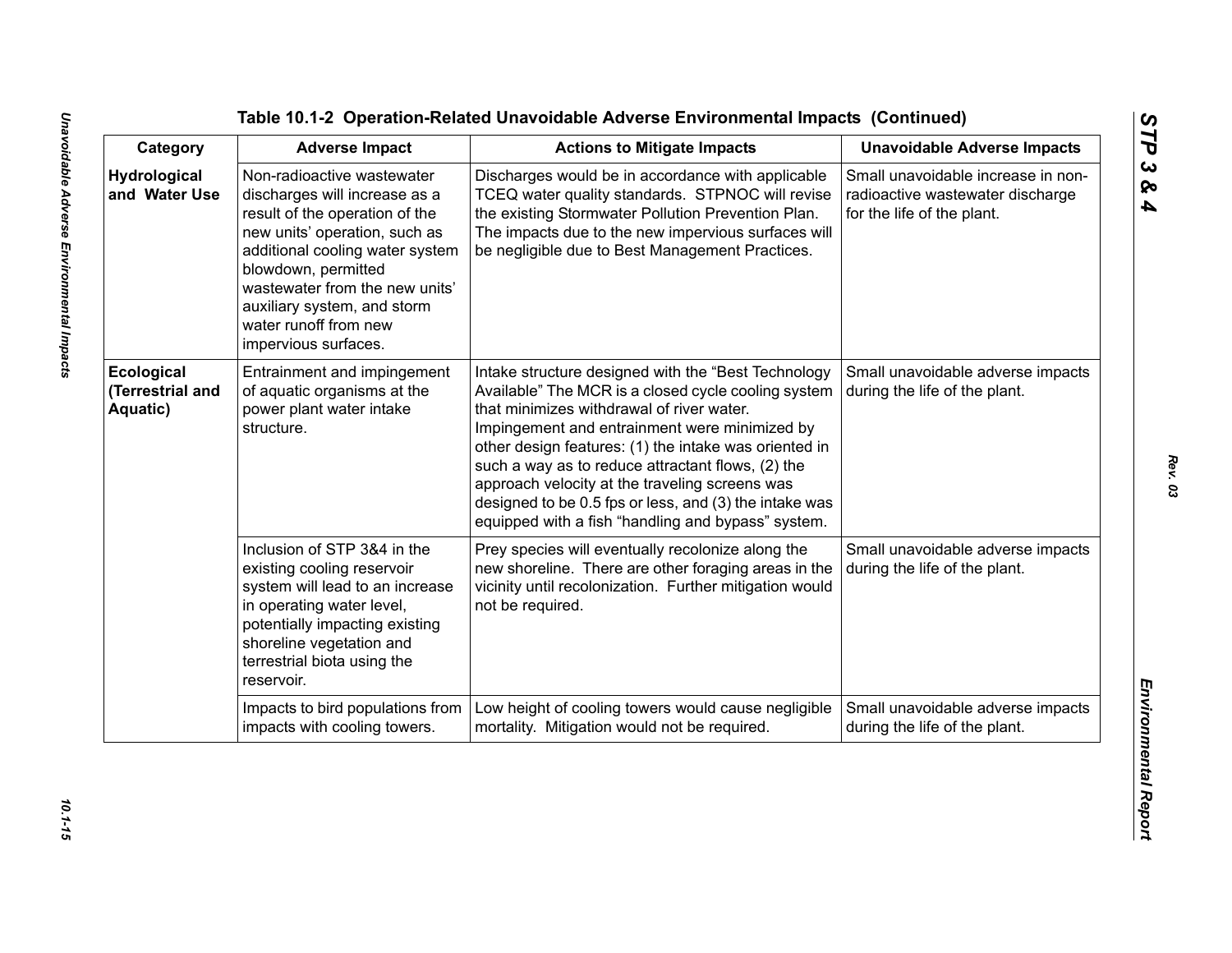## Table 10.1-2 Operation-Related Unavoidable Adverse Environmental Impacts (Continued)

| Category | Adverse Impact | Actions to Mitigate Impacts | Unavoidable Adverse Impacts |
|---|---|---|---|
| **Hydrological and Water Use** | Non-radioactive wastewater discharges will increase as a result of the operation of the new units' operation, such as additional cooling water system blowdown, permitted wastewater from the new units' auxiliary system, and storm water runoff from new impervious surfaces. | Discharges would be in accordance with applicable TCEQ water quality standards. STPNOC will revise the existing Stormwater Pollution Prevention Plan. The impacts due to the new impervious surfaces will be negligible due to Best Management Practices. | Small unavoidable increase in non-radioactive wastewater discharge for the life of the plant. |
| **Ecological (Terrestrial and Aquatic)** | Entrainment and impingement of aquatic organisms at the power plant water intake structure. | Intake structure designed with the "Best Technology Available" The MCR is a closed cycle cooling system that minimizes withdrawal of river water. Impingement and entrainment were minimized by other design features: (1) the intake was oriented in such a way as to reduce attractant flows, (2) the approach velocity at the traveling screens was designed to be 0.5 fps or less, and (3) the intake was equipped with a fish "handling and bypass" system. | Small unavoidable adverse impacts during the life of the plant. |
| | Inclusion of STP 3&4 in the existing cooling reservoir system will lead to an increase in operating water level, potentially impacting existing shoreline vegetation and terrestrial biota using the reservoir. | Prey species will eventually recolonize along the new shoreline. There are other foraging areas in the vicinity until recolonization. Further mitigation would not be required. | Small unavoidable adverse impacts during the life of the plant. |
| | Impacts to bird populations from impacts with cooling towers. | Low height of cooling towers would cause negligible mortality. Mitigation would not be required. | Small unavoidable adverse impacts during the life of the plant. |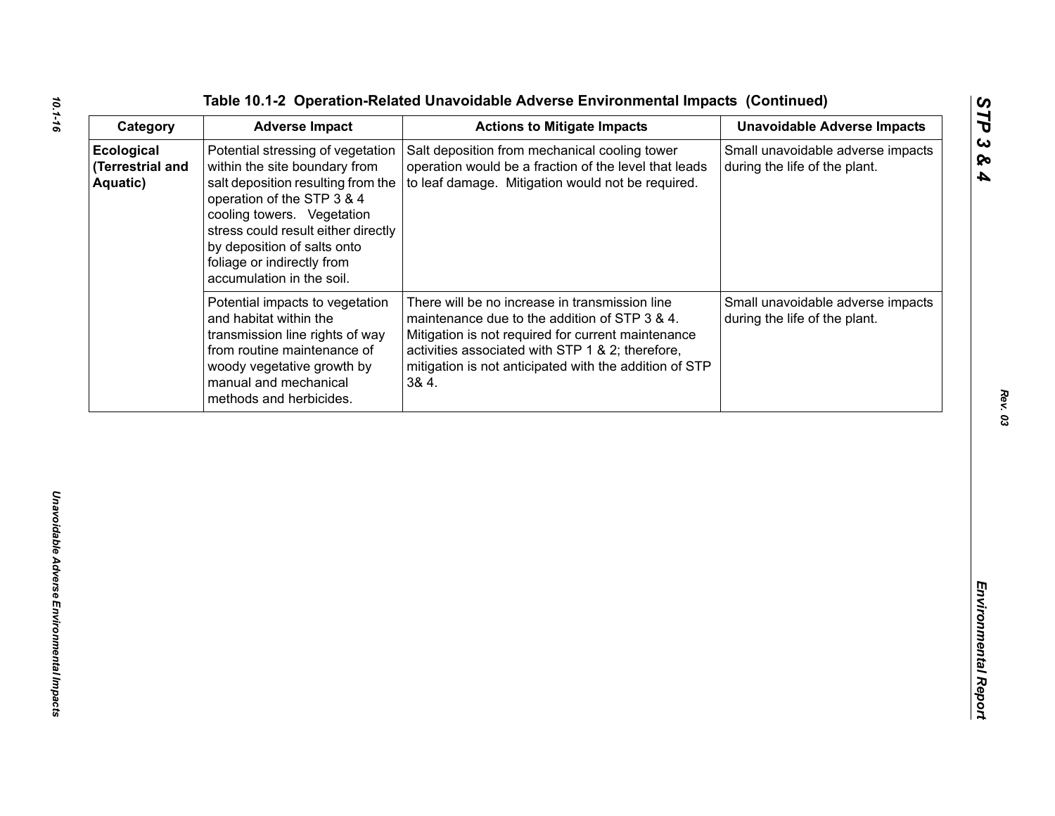**Table 10.1-2 Operation-Related Unavoidable Adverse Environmental Impacts (Continued)**

| Category | Adverse Impact | Actions to Mitigate Impacts | Unavoidable Adverse Impacts |
|---|---|---|---|
| **Ecological (Terrestrial and Aquatic)** | Potential stressing of vegetation within the site boundary from salt deposition resulting from the operation of the STP 3 & 4 cooling towers. Vegetation stress could result either directly by deposition of salts onto foliage or indirectly from accumulation in the soil. | Salt deposition from mechanical cooling tower operation would be a fraction of the level that leads to leaf damage. Mitigation would not be required. | Small unavoidable adverse impacts during the life of the plant. |
| | Potential impacts to vegetation and habitat within the transmission line rights of way from routine maintenance of woody vegetative growth by manual and mechanical methods and herbicides. | There will be no increase in transmission line maintenance due to the addition of STP 3 & 4. Mitigation is not required for current maintenance activities associated with STP 1 & 2; therefore, mitigation is not anticipated with the addition of STP 3& 4. | Small unavoidable adverse impacts during the life of the plant. |